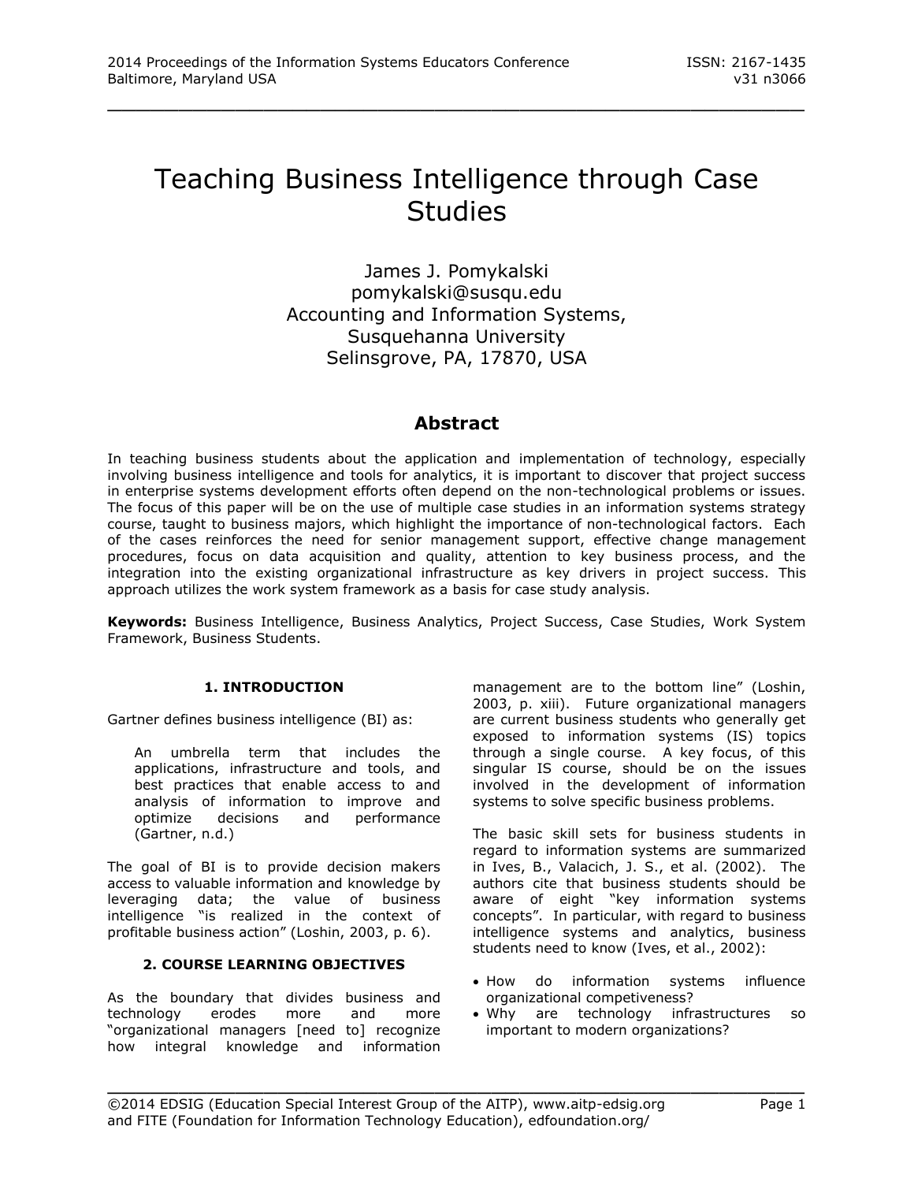# Teaching Business Intelligence through Case Studies

James J. Pomykalski
pomykalski@susqu.edu
Accounting and Information Systems,
Susquehanna University
Selinsgrove, PA, 17870, USA

## Abstract

In teaching business students about the application and implementation of technology, especially involving business intelligence and tools for analytics, it is important to discover that project success in enterprise systems development efforts often depend on the non-technological problems or issues. The focus of this paper will be on the use of multiple case studies in an information systems strategy course, taught to business majors, which highlight the importance of non-technological factors. Each of the cases reinforces the need for senior management support, effective change management procedures, focus on data acquisition and quality, attention to key business process, and the integration into the existing organizational infrastructure as key drivers in project success. This approach utilizes the work system framework as a basis for case study analysis.

**Keywords:** Business Intelligence, Business Analytics, Project Success, Case Studies, Work System Framework, Business Students.

### 1. INTRODUCTION

Gartner defines business intelligence (BI) as:

> An umbrella term that includes the applications, infrastructure and tools, and best practices that enable access to and analysis of information to improve and optimize decisions and performance (Gartner, n.d.)

The goal of BI is to provide decision makers access to valuable information and knowledge by leveraging data; the value of business intelligence "is realized in the context of profitable business action" (Loshin, 2003, p. 6).

### 2. COURSE LEARNING OBJECTIVES

As the boundary that divides business and technology erodes more and more "organizational managers [need to] recognize how integral knowledge and information management are to the bottom line" (Loshin, 2003, p. xiii). Future organizational managers are current business students who generally get exposed to information systems (IS) topics through a single course. A key focus, of this singular IS course, should be on the issues involved in the development of information systems to solve specific business problems.

The basic skill sets for business students in regard to information systems are summarized in Ives, B., Valacich, J. S., et al. (2002). The authors cite that business students should be aware of eight "key information systems concepts". In particular, with regard to business intelligence systems and analytics, business students need to know (Ives, et al., 2002):

- How do information systems influence organizational competiveness?
- Why are technology infrastructures so important to modern organizations?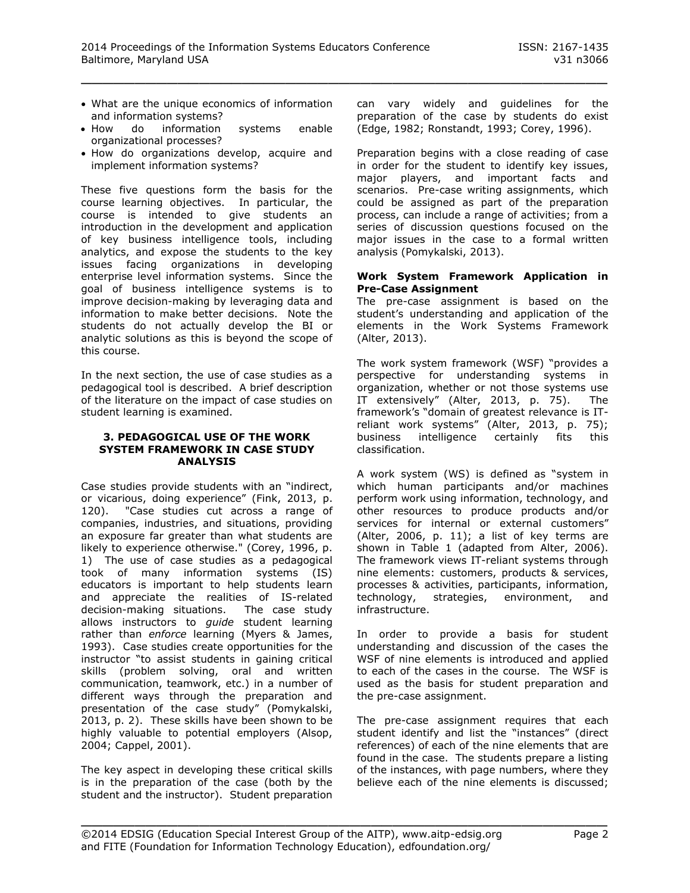- What are the unique economics of information and information systems?
- How do information systems enable organizational processes?
- How do organizations develop, acquire and implement information systems?

These five questions form the basis for the course learning objectives. In particular, the course is intended to give students an introduction in the development and application of key business intelligence tools, including analytics, and expose the students to the key issues facing organizations in developing enterprise level information systems. Since the goal of business intelligence systems is to improve decision-making by leveraging data and information to make better decisions. Note the students do not actually develop the BI or analytic solutions as this is beyond the scope of this course.

In the next section, the use of case studies as a pedagogical tool is described. A brief description of the literature on the impact of case studies on student learning is examined.

## 3. PEDAGOGICAL USE OF THE WORK SYSTEM FRAMEWORK IN CASE STUDY ANALYSIS

Case studies provide students with an "indirect, or vicarious, doing experience" (Fink, 2013, p. 120). "Case studies cut across a range of companies, industries, and situations, providing an exposure far greater than what students are likely to experience otherwise." (Corey, 1996, p. 1) The use of case studies as a pedagogical took of many information systems (IS) educators is important to help students learn and appreciate the realities of IS-related decision-making situations. The case study allows instructors to *guide* student learning rather than *enforce* learning (Myers & James, 1993). Case studies create opportunities for the instructor "to assist students in gaining critical skills (problem solving, oral and written communication, teamwork, etc.) in a number of different ways through the preparation and presentation of the case study" (Pomykalski, 2013, p. 2). These skills have been shown to be highly valuable to potential employers (Alsop, 2004; Cappel, 2001).

The key aspect in developing these critical skills is in the preparation of the case (both by the student and the instructor). Student preparation can vary widely and guidelines for the preparation of the case by students do exist (Edge, 1982; Ronstandt, 1993; Corey, 1996).

Preparation begins with a close reading of case in order for the student to identify key issues, major players, and important facts and scenarios. Pre-case writing assignments, which could be assigned as part of the preparation process, can include a range of activities; from a series of discussion questions focused on the major issues in the case to a formal written analysis (Pomykalski, 2013).

### Work System Framework Application in Pre-Case Assignment

The pre-case assignment is based on the student's understanding and application of the elements in the Work Systems Framework (Alter, 2013).

The work system framework (WSF) "provides a perspective for understanding systems in organization, whether or not those systems use IT extensively" (Alter, 2013, p. 75). The framework's "domain of greatest relevance is IT-reliant work systems" (Alter, 2013, p. 75); business intelligence certainly fits this classification.

A work system (WS) is defined as "system in which human participants and/or machines perform work using information, technology, and other resources to produce products and/or services for internal or external customers" (Alter, 2006, p. 11); a list of key terms are shown in Table 1 (adapted from Alter, 2006). The framework views IT-reliant systems through nine elements: customers, products & services, processes & activities, participants, information, technology, strategies, environment, and infrastructure.

In order to provide a basis for student understanding and discussion of the cases the WSF of nine elements is introduced and applied to each of the cases in the course. The WSF is used as the basis for student preparation and the pre-case assignment.

The pre-case assignment requires that each student identify and list the "instances" (direct references) of each of the nine elements that are found in the case. The students prepare a listing of the instances, with page numbers, where they believe each of the nine elements is discussed;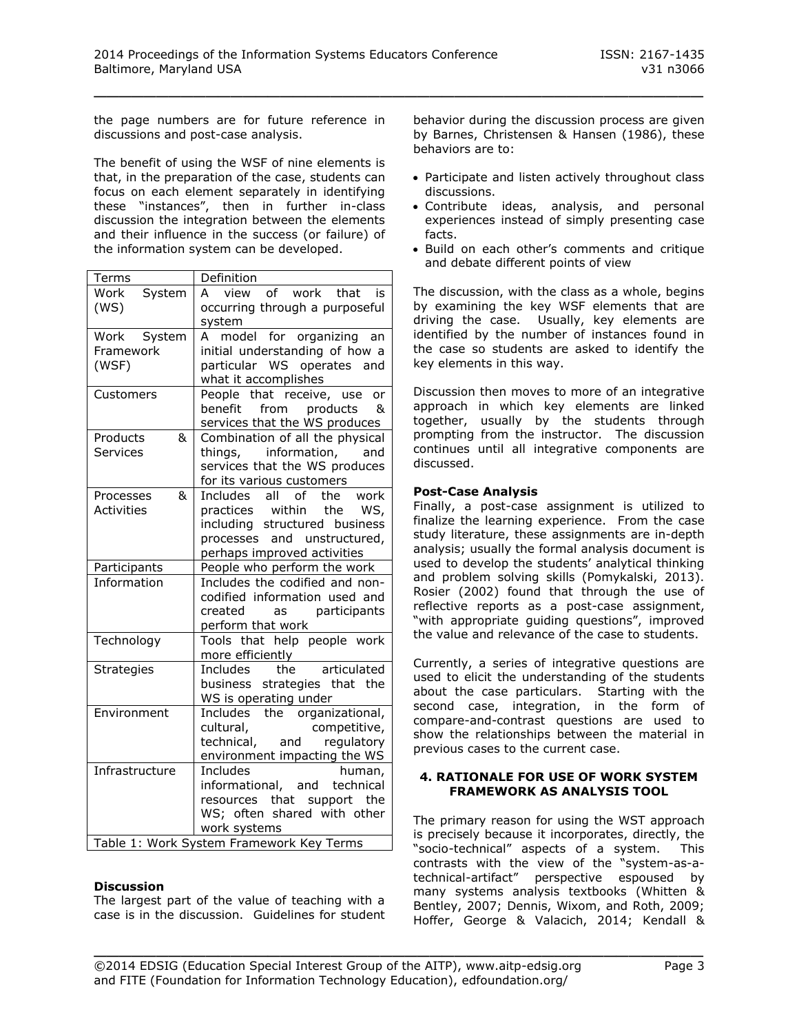the page numbers are for future reference in discussions and post-case analysis.

The benefit of using the WSF of nine elements is that, in the preparation of the case, students can focus on each element separately in identifying these "instances", then in further in-class discussion the integration between the elements and their influence in the success (or failure) of the information system can be developed.

| Terms | Definition |
|---|---|
| Work System (WS) | A view of work that is occurring through a purposeful system |
| Work System Framework (WSF) | A model for organizing an initial understanding of how a particular WS operates and what it accomplishes |
| Customers | People that receive, use or benefit from products & services that the WS produces |
| Products & Services | Combination of all the physical things, information, and services that the WS produces for its various customers |
| Processes & Activities | Includes all of the work practices within the WS, including structured business processes and unstructured, perhaps improved activities |
| Participants | People who perform the work |
| Information | Includes the codified and non-codified information used and created as participants perform that work |
| Technology | Tools that help people work more efficiently |
| Strategies | Includes the articulated business strategies that the WS is operating under |
| Environment | Includes the organizational, cultural, competitive, technical, and regulatory environment impacting the WS |
| Infrastructure | Includes human, informational, and technical resources that support the WS; often shared with other work systems |

Table 1: Work System Framework Key Terms

**Discussion**

The largest part of the value of teaching with a case is in the discussion. Guidelines for student behavior during the discussion process are given by Barnes, Christensen & Hansen (1986), these behaviors are to:

- Participate and listen actively throughout class discussions.
- Contribute ideas, analysis, and personal experiences instead of simply presenting case facts.
- Build on each other's comments and critique and debate different points of view

The discussion, with the class as a whole, begins by examining the key WSF elements that are driving the case. Usually, key elements are identified by the number of instances found in the case so students are asked to identify the key elements in this way.

Discussion then moves to more of an integrative approach in which key elements are linked together, usually by the students through prompting from the instructor. The discussion continues until all integrative components are discussed.

**Post-Case Analysis**

Finally, a post-case assignment is utilized to finalize the learning experience. From the case study literature, these assignments are in-depth analysis; usually the formal analysis document is used to develop the students' analytical thinking and problem solving skills (Pomykalski, 2013). Rosier (2002) found that through the use of reflective reports as a post-case assignment, "with appropriate guiding questions", improved the value and relevance of the case to students.

Currently, a series of integrative questions are used to elicit the understanding of the students about the case particulars. Starting with the second case, integration, in the form of compare-and-contrast questions are used to show the relationships between the material in previous cases to the current case.

## 4. RATIONALE FOR USE OF WORK SYSTEM FRAMEWORK AS ANALYSIS TOOL

The primary reason for using the WST approach is precisely because it incorporates, directly, the "socio-technical" aspects of a system. This contrasts with the view of the "system-as-a-technical-artifact" perspective espoused by many systems analysis textbooks (Whitten & Bentley, 2007; Dennis, Wixom, and Roth, 2009; Hoffer, George & Valacich, 2014; Kendall &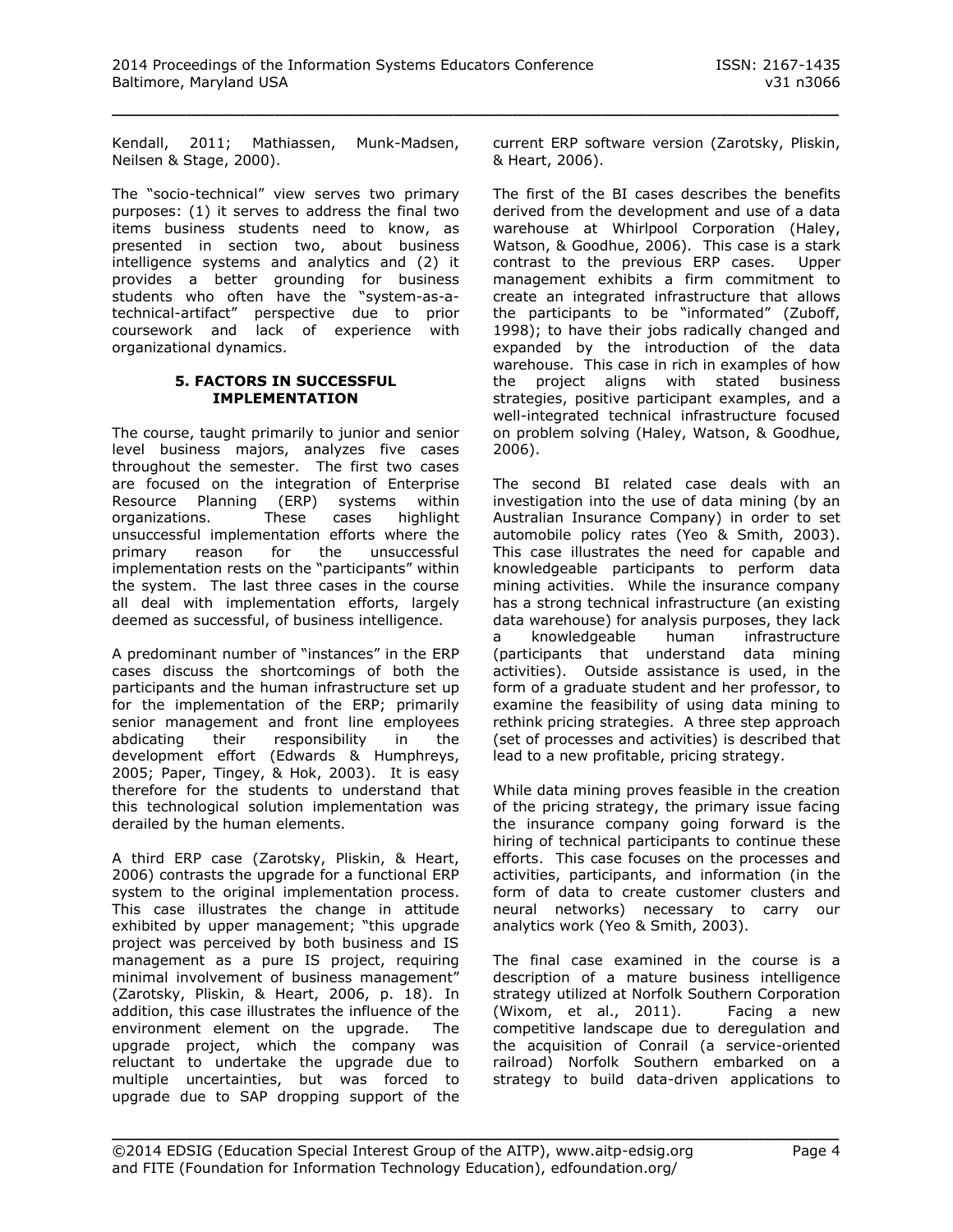Kendall, 2011; Mathiassen, Munk-Madsen, Neilsen & Stage, 2000).

The "socio-technical" view serves two primary purposes: (1) it serves to address the final two items business students need to know, as presented in section two, about business intelligence systems and analytics and (2) it provides a better grounding for business students who often have the "system-as-a-technical-artifact" perspective due to prior coursework and lack of experience with organizational dynamics.

## 5. FACTORS IN SUCCESSFUL IMPLEMENTATION

The course, taught primarily to junior and senior level business majors, analyzes five cases throughout the semester. The first two cases are focused on the integration of Enterprise Resource Planning (ERP) systems within organizations. These cases highlight unsuccessful implementation efforts where the primary reason for the unsuccessful implementation rests on the "participants" within the system. The last three cases in the course all deal with implementation efforts, largely deemed as successful, of business intelligence.

A predominant number of "instances" in the ERP cases discuss the shortcomings of both the participants and the human infrastructure set up for the implementation of the ERP; primarily senior management and front line employees abdicating their responsibility in the development effort (Edwards & Humphreys, 2005; Paper, Tingey, & Hok, 2003). It is easy therefore for the students to understand that this technological solution implementation was derailed by the human elements.

A third ERP case (Zarotsky, Pliskin, & Heart, 2006) contrasts the upgrade for a functional ERP system to the original implementation process. This case illustrates the change in attitude exhibited by upper management; "this upgrade project was perceived by both business and IS management as a pure IS project, requiring minimal involvement of business management" (Zarotsky, Pliskin, & Heart, 2006, p. 18). In addition, this case illustrates the influence of the environment element on the upgrade. The upgrade project, which the company was reluctant to undertake the upgrade due to multiple uncertainties, but was forced to upgrade due to SAP dropping support of the current ERP software version (Zarotsky, Pliskin, & Heart, 2006).

The first of the BI cases describes the benefits derived from the development and use of a data warehouse at Whirlpool Corporation (Haley, Watson, & Goodhue, 2006). This case is a stark contrast to the previous ERP cases. Upper management exhibits a firm commitment to create an integrated infrastructure that allows the participants to be "informated" (Zuboff, 1998); to have their jobs radically changed and expanded by the introduction of the data warehouse. This case in rich in examples of how the project aligns with stated business strategies, positive participant examples, and a well-integrated technical infrastructure focused on problem solving (Haley, Watson, & Goodhue, 2006).

The second BI related case deals with an investigation into the use of data mining (by an Australian Insurance Company) in order to set automobile policy rates (Yeo & Smith, 2003). This case illustrates the need for capable and knowledgeable participants to perform data mining activities. While the insurance company has a strong technical infrastructure (an existing data warehouse) for analysis purposes, they lack a knowledgeable human infrastructure (participants that understand data mining activities). Outside assistance is used, in the form of a graduate student and her professor, to examine the feasibility of using data mining to rethink pricing strategies. A three step approach (set of processes and activities) is described that lead to a new profitable, pricing strategy.

While data mining proves feasible in the creation of the pricing strategy, the primary issue facing the insurance company going forward is the hiring of technical participants to continue these efforts. This case focuses on the processes and activities, participants, and information (in the form of data to create customer clusters and neural networks) necessary to carry our analytics work (Yeo & Smith, 2003).

The final case examined in the course is a description of a mature business intelligence strategy utilized at Norfolk Southern Corporation (Wixom, et al., 2011). Facing a new competitive landscape due to deregulation and the acquisition of Conrail (a service-oriented railroad) Norfolk Southern embarked on a strategy to build data-driven applications to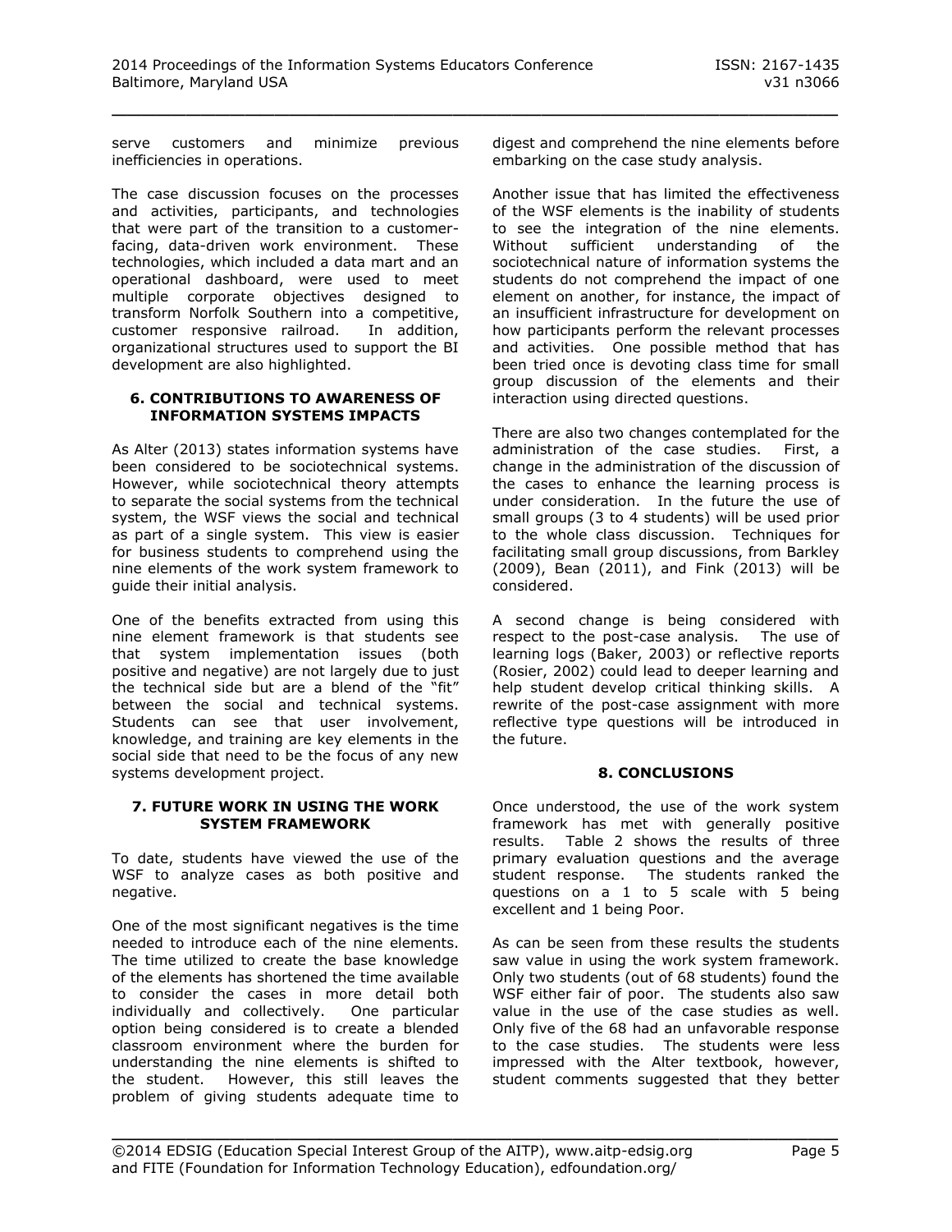serve customers and minimize previous inefficiencies in operations.

The case discussion focuses on the processes and activities, participants, and technologies that were part of the transition to a customer-facing, data-driven work environment. These technologies, which included a data mart and an operational dashboard, were used to meet multiple corporate objectives designed to transform Norfolk Southern into a competitive, customer responsive railroad. In addition, organizational structures used to support the BI development are also highlighted.

## 6. CONTRIBUTIONS TO AWARENESS OF INFORMATION SYSTEMS IMPACTS

As Alter (2013) states information systems have been considered to be sociotechnical systems. However, while sociotechnical theory attempts to separate the social systems from the technical system, the WSF views the social and technical as part of a single system. This view is easier for business students to comprehend using the nine elements of the work system framework to guide their initial analysis.

One of the benefits extracted from using this nine element framework is that students see that system implementation issues (both positive and negative) are not largely due to just the technical side but are a blend of the "fit" between the social and technical systems. Students can see that user involvement, knowledge, and training are key elements in the social side that need to be the focus of any new systems development project.

## 7. FUTURE WORK IN USING THE WORK SYSTEM FRAMEWORK

To date, students have viewed the use of the WSF to analyze cases as both positive and negative.

One of the most significant negatives is the time needed to introduce each of the nine elements. The time utilized to create the base knowledge of the elements has shortened the time available to consider the cases in more detail both individually and collectively. One particular option being considered is to create a blended classroom environment where the burden for understanding the nine elements is shifted to the student. However, this still leaves the problem of giving students adequate time to digest and comprehend the nine elements before embarking on the case study analysis.

Another issue that has limited the effectiveness of the WSF elements is the inability of students to see the integration of the nine elements. Without sufficient understanding of the sociotechnical nature of information systems the students do not comprehend the impact of one element on another, for instance, the impact of an insufficient infrastructure for development on how participants perform the relevant processes and activities. One possible method that has been tried once is devoting class time for small group discussion of the elements and their interaction using directed questions.

There are also two changes contemplated for the administration of the case studies. First, a change in the administration of the discussion of the cases to enhance the learning process is under consideration. In the future the use of small groups (3 to 4 students) will be used prior to the whole class discussion. Techniques for facilitating small group discussions, from Barkley (2009), Bean (2011), and Fink (2013) will be considered.

A second change is being considered with respect to the post-case analysis. The use of learning logs (Baker, 2003) or reflective reports (Rosier, 2002) could lead to deeper learning and help student develop critical thinking skills. A rewrite of the post-case assignment with more reflective type questions will be introduced in the future.

## 8. CONCLUSIONS

Once understood, the use of the work system framework has met with generally positive results. Table 2 shows the results of three primary evaluation questions and the average student response. The students ranked the questions on a 1 to 5 scale with 5 being excellent and 1 being Poor.

As can be seen from these results the students saw value in using the work system framework. Only two students (out of 68 students) found the WSF either fair of poor. The students also saw value in the use of the case studies as well. Only five of the 68 had an unfavorable response to the case studies. The students were less impressed with the Alter textbook, however, student comments suggested that they better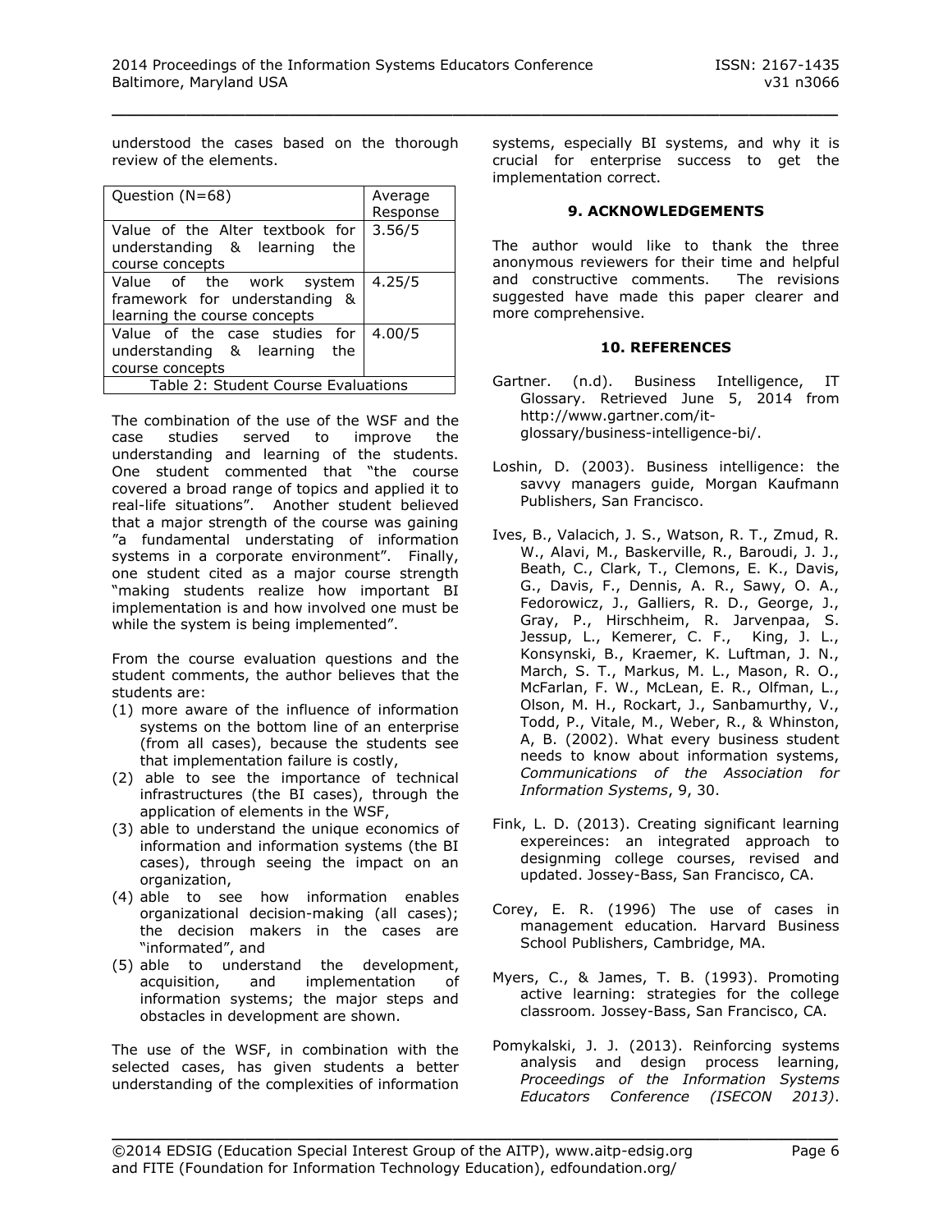understood the cases based on the thorough review of the elements.

| Question (N=68) | Average Response |
|---|---|
| Value of the Alter textbook for understanding & learning the course concepts | 3.56/5 |
| Value of the work system framework for understanding & learning the course concepts | 4.25/5 |
| Value of the case studies for understanding & learning the course concepts | 4.00/5 |

Table 2: Student Course Evaluations

The combination of the use of the WSF and the case studies served to improve the understanding and learning of the students. One student commented that "the course covered a broad range of topics and applied it to real-life situations". Another student believed that a major strength of the course was gaining "a fundamental understating of information systems in a corporate environment". Finally, one student cited as a major course strength "making students realize how important BI implementation is and how involved one must be while the system is being implemented".

From the course evaluation questions and the student comments, the author believes that the students are:

(1) more aware of the influence of information systems on the bottom line of an enterprise (from all cases), because the students see that implementation failure is costly,
(2) able to see the importance of technical infrastructures (the BI cases), through the application of elements in the WSF,
(3) able to understand the unique economics of information and information systems (the BI cases), through seeing the impact on an organization,
(4) able to see how information enables organizational decision-making (all cases); the decision makers in the cases are "informated", and
(5) able to understand the development, acquisition, and implementation of information systems; the major steps and obstacles in development are shown.

The use of the WSF, in combination with the selected cases, has given students a better understanding of the complexities of information systems, especially BI systems, and why it is crucial for enterprise success to get the implementation correct.

## 9. ACKNOWLEDGEMENTS

The author would like to thank the three anonymous reviewers for their time and helpful and constructive comments. The revisions suggested have made this paper clearer and more comprehensive.

## 10. REFERENCES

Gartner. (n.d). Business Intelligence, IT Glossary. Retrieved June 5, 2014 from http://www.gartner.com/it-glossary/business-intelligence-bi/.

Loshin, D. (2003). Business intelligence: the savvy managers guide, Morgan Kaufmann Publishers, San Francisco.

Ives, B., Valacich, J. S., Watson, R. T., Zmud, R. W., Alavi, M., Baskerville, R., Baroudi, J. J., Beath, C., Clark, T., Clemons, E. K., Davis, G., Davis, F., Dennis, A. R., Sawy, O. A., Fedorowicz, J., Galliers, R. D., George, J., Gray, P., Hirschheim, R. Jarvenpaa, S. Jessup, L., Kemerer, C. F., King, J. L., Konsynski, B., Kraemer, K. Luftman, J. N., March, S. T., Markus, M. L., Mason, R. O., McFarlan, F. W., McLean, E. R., Olfman, L., Olson, M. H., Rockart, J., Sanbamurthy, V., Todd, P., Vitale, M., Weber, R., & Whinston, A, B. (2002). What every business student needs to know about information systems, *Communications of the Association for Information Systems*, 9, 30.

Fink, L. D. (2013). Creating significant learning expereinces: an integrated approach to designming college courses, revised and updated. Jossey-Bass, San Francisco, CA.

Corey, E. R. (1996) The use of cases in management education*.* Harvard Business School Publishers, Cambridge, MA.

Myers, C., & James, T. B. (1993). Promoting active learning: strategies for the college classroom*.* Jossey-Bass, San Francisco, CA.

Pomykalski, J. J. (2013). Reinforcing systems analysis and design process learning, *Proceedings of the Information Systems Educators Conference (ISECON 2013)*.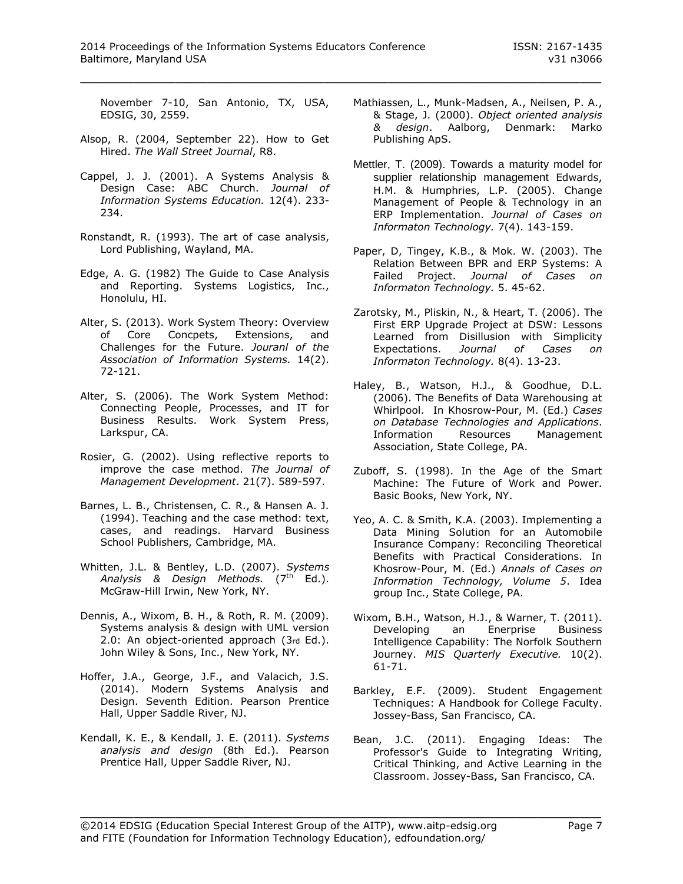November 7-10, San Antonio, TX, USA, EDSIG, 30, 2559.

Alsop, R. (2004, September 22). How to Get Hired. *The Wall Street Journal*, R8.

Cappel, J. J. (2001). A Systems Analysis & Design Case: ABC Church. *Journal of Information Systems Education.* 12(4). 233-234.

Ronstandt, R. (1993). The art of case analysis, Lord Publishing, Wayland, MA.

Edge, A. G. (1982) The Guide to Case Analysis and Reporting. Systems Logistics, Inc., Honolulu, HI.

Alter, S. (2013). Work System Theory: Overview of Core Concpets, Extensions, and Challenges for the Future. *Jouranl of the Association of Information Systems.* 14(2). 72-121.

Alter, S. (2006). The Work System Method: Connecting People, Processes, and IT for Business Results. Work System Press, Larkspur, CA.

Rosier, G. (2002). Using reflective reports to improve the case method. *The Journal of Management Development*. 21(7). 589-597.

Barnes, L. B., Christensen, C. R., & Hansen A. J. (1994). Teaching and the case method: text, cases, and readings. Harvard Business School Publishers, Cambridge, MA.

Whitten, J.L. & Bentley, L.D. (2007). *Systems Analysis & Design Methods.* (7th Ed.). McGraw-Hill Irwin, New York, NY.

Dennis, A., Wixom, B. H., & Roth, R. M. (2009). Systems analysis & design with UML version 2.0: An object-oriented approach (3rd Ed.). John Wiley & Sons, Inc., New York, NY.

Hoffer, J.A., George, J.F., and Valacich, J.S. (2014). Modern Systems Analysis and Design. Seventh Edition. Pearson Prentice Hall, Upper Saddle River, NJ.

Kendall, K. E., & Kendall, J. E. (2011). *Systems analysis and design* (8th Ed.). Pearson Prentice Hall, Upper Saddle River, NJ.

Mathiassen, L., Munk-Madsen, A., Neilsen, P. A., & Stage, J. (2000). *Object oriented analysis & design*. Aalborg, Denmark: Marko Publishing ApS.

Mettler, T. (2009). Towards a maturity model for supplier relationship management Edwards, H.M. & Humphries, L.P. (2005). Change Management of People & Technology in an ERP Implementation. *Journal of Cases on Informaton Technology.* 7(4). 143-159.

Paper, D, Tingey, K.B., & Mok. W. (2003). The Relation Between BPR and ERP Systems: A Failed Project. *Journal of Cases on Informaton Technology.* 5. 45-62.

Zarotsky, M., Pliskin, N., & Heart, T. (2006). The First ERP Upgrade Project at DSW: Lessons Learned from Disillusion with Simplicity Expectations. *Journal of Cases on Informaton Technology.* 8(4). 13-23.

Haley, B., Watson, H.J., & Goodhue, D.L. (2006). The Benefits of Data Warehousing at Whirlpool. In Khosrow-Pour, M. (Ed.) *Cases on Database Technologies and Applications*. Information Resources Management Association, State College, PA.

Zuboff, S. (1998). In the Age of the Smart Machine: The Future of Work and Power. Basic Books, New York, NY.

Yeo, A. C. & Smith, K.A. (2003). Implementing a Data Mining Solution for an Automobile Insurance Company: Reconciling Theoretical Benefits with Practical Considerations. In Khosrow-Pour, M. (Ed.) *Annals of Cases on Information Technology, Volume 5*. Idea group Inc., State College, PA.

Wixom, B.H., Watson, H.J., & Warner, T. (2011). Developing an Enerprise Business Intelligence Capability: The Norfolk Southern Journey. *MIS Quarterly Executive.* 10(2). 61-71.

Barkley, E.F. (2009). Student Engagement Techniques: A Handbook for College Faculty. Jossey-Bass, San Francisco, CA.

Bean, J.C. (2011). Engaging Ideas: The Professor's Guide to Integrating Writing, Critical Thinking, and Active Learning in the Classroom. Jossey-Bass, San Francisco, CA.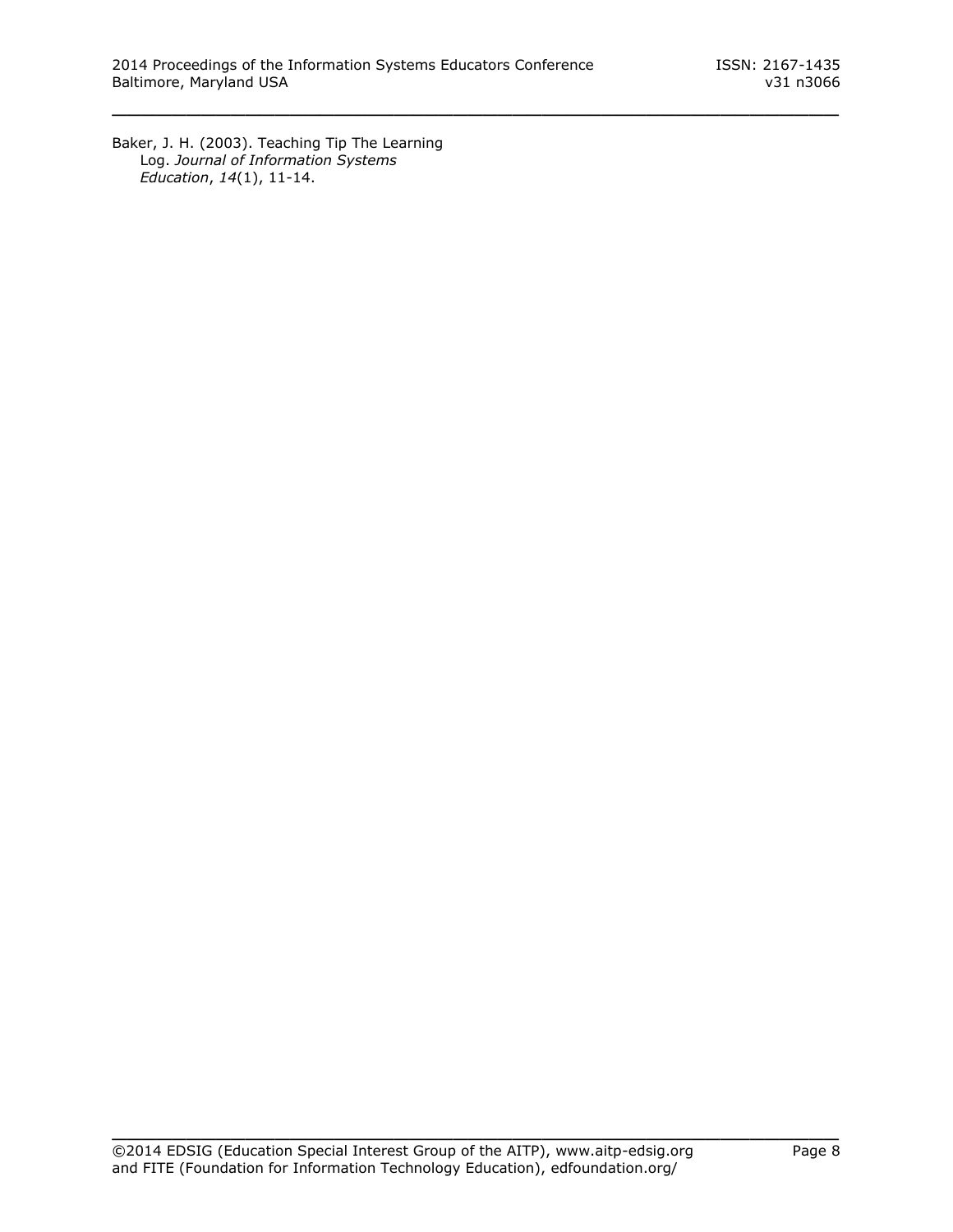Baker, J. H. (2003). Teaching Tip The Learning Log. *Journal of Information Systems Education*, *14*(1), 11-14.